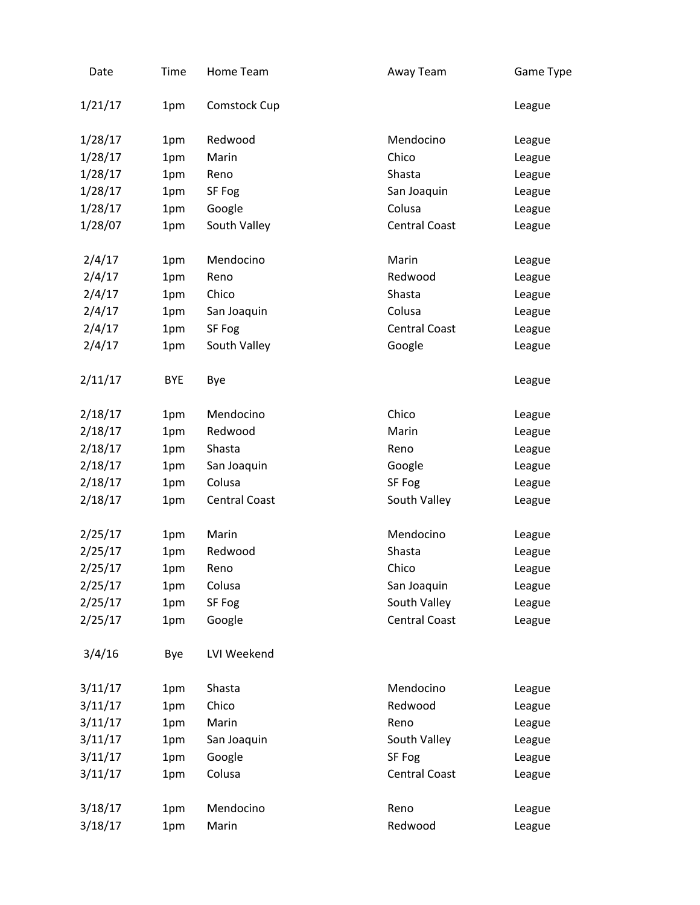| Date | Time | Home Team | Away Team | Game Type |
|---|---|---|---|---|
| 1/21/17 | 1pm | Comstock Cup | | League |
| 1/28/17 | 1pm | Redwood | Mendocino | League |
| 1/28/17 | 1pm | Marin | Chico | League |
| 1/28/17 | 1pm | Reno | Shasta | League |
| 1/28/17 | 1pm | SF Fog | San Joaquin | League |
| 1/28/17 | 1pm | Google | Colusa | League |
| 1/28/07 | 1pm | South Valley | Central Coast | League |
| 2/4/17 | 1pm | Mendocino | Marin | League |
| 2/4/17 | 1pm | Reno | Redwood | League |
| 2/4/17 | 1pm | Chico | Shasta | League |
| 2/4/17 | 1pm | San Joaquin | Colusa | League |
| 2/4/17 | 1pm | SF Fog | Central Coast | League |
| 2/4/17 | 1pm | South Valley | Google | League |
| 2/11/17 | BYE | Bye | | League |
| 2/18/17 | 1pm | Mendocino | Chico | League |
| 2/18/17 | 1pm | Redwood | Marin | League |
| 2/18/17 | 1pm | Shasta | Reno | League |
| 2/18/17 | 1pm | San Joaquin | Google | League |
| 2/18/17 | 1pm | Colusa | SF Fog | League |
| 2/18/17 | 1pm | Central Coast | South Valley | League |
| 2/25/17 | 1pm | Marin | Mendocino | League |
| 2/25/17 | 1pm | Redwood | Shasta | League |
| 2/25/17 | 1pm | Reno | Chico | League |
| 2/25/17 | 1pm | Colusa | San Joaquin | League |
| 2/25/17 | 1pm | SF Fog | South Valley | League |
| 2/25/17 | 1pm | Google | Central Coast | League |
| 3/4/16 | Bye | LVI Weekend | | |
| 3/11/17 | 1pm | Shasta | Mendocino | League |
| 3/11/17 | 1pm | Chico | Redwood | League |
| 3/11/17 | 1pm | Marin | Reno | League |
| 3/11/17 | 1pm | San Joaquin | South Valley | League |
| 3/11/17 | 1pm | Google | SF Fog | League |
| 3/11/17 | 1pm | Colusa | Central Coast | League |
| 3/18/17 | 1pm | Mendocino | Reno | League |
| 3/18/17 | 1pm | Marin | Redwood | League |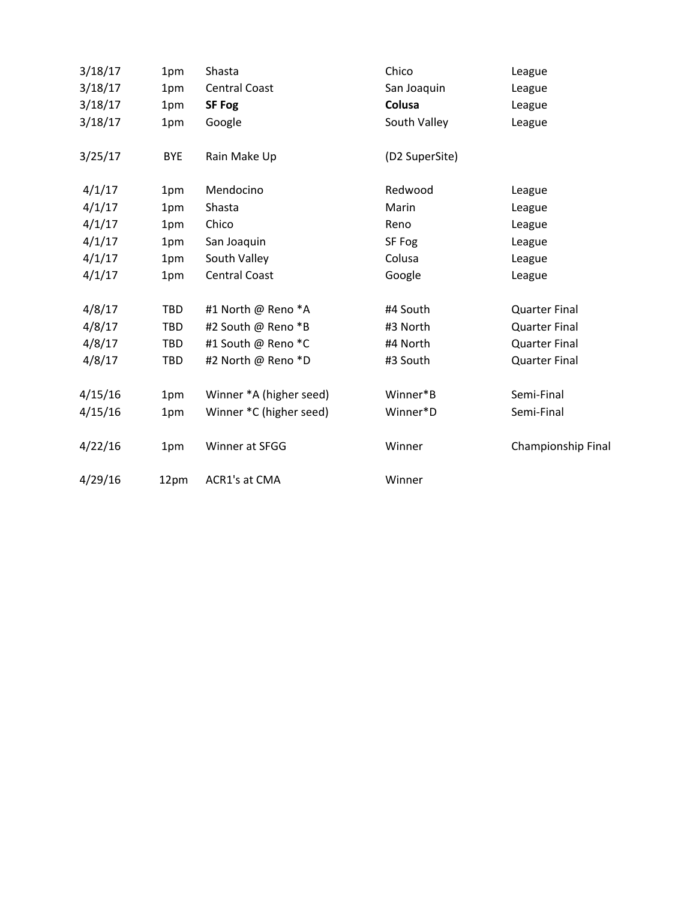| | | | | |
|---|---|---|---|---|
| 3/18/17 | 1pm | Shasta | Chico | League |
| 3/18/17 | 1pm | Central Coast | San Joaquin | League |
| 3/18/17 | 1pm | **SF Fog** | **Colusa** | League |
| 3/18/17 | 1pm | Google | South Valley | League |
| | | | | |
| 3/25/17 | BYE | Rain Make Up | (D2 SuperSite) | |
| | | | | |
| 4/1/17 | 1pm | Mendocino | Redwood | League |
| 4/1/17 | 1pm | Shasta | Marin | League |
| 4/1/17 | 1pm | Chico | Reno | League |
| 4/1/17 | 1pm | San Joaquin | SF Fog | League |
| 4/1/17 | 1pm | South Valley | Colusa | League |
| 4/1/17 | 1pm | Central Coast | Google | League |
| | | | | |
| 4/8/17 | TBD | #1 North @ Reno *A | #4 South | Quarter Final |
| 4/8/17 | TBD | #2 South @ Reno *B | #3 North | Quarter Final |
| 4/8/17 | TBD | #1 South @ Reno *C | #4 North | Quarter Final |
| 4/8/17 | TBD | #2 North @ Reno *D | #3 South | Quarter Final |
| | | | | |
| 4/15/16 | 1pm | Winner *A (higher seed) | Winner*B | Semi-Final |
| 4/15/16 | 1pm | Winner *C (higher seed) | Winner*D | Semi-Final |
| | | | | |
| 4/22/16 | 1pm | Winner at SFGG | Winner | Championship Final |
| | | | | |
| 4/29/16 | 12pm | ACR1's at CMA | Winner | |